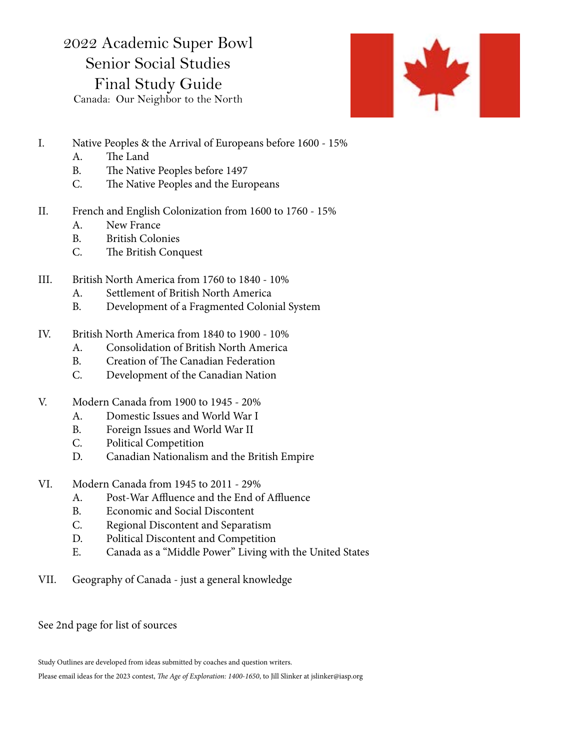# 2022 Academic Super Bowl
# Senior Social Studies
# Final Study Guide

Canada: Our Neighbor to the North

I. Native Peoples & the Arrival of Europeans before 1600 - 15%
   A. The Land
   B. The Native Peoples before 1497
   C. The Native Peoples and the Europeans

II. French and English Colonization from 1600 to 1760 - 15%
   A. New France
   B. British Colonies
   C. The British Conquest

III. British North America from 1760 to 1840 - 10%
   A. Settlement of British North America
   B. Development of a Fragmented Colonial System

IV. British North America from 1840 to 1900 - 10%
   A. Consolidation of British North America
   B. Creation of The Canadian Federation
   C. Development of the Canadian Nation

V. Modern Canada from 1900 to 1945 - 20%
   A. Domestic Issues and World War I
   B. Foreign Issues and World War II
   C. Political Competition
   D. Canadian Nationalism and the British Empire

VI. Modern Canada from 1945 to 2011 - 29%
   A. Post-War Affluence and the End of Affluence
   B. Economic and Social Discontent
   C. Regional Discontent and Separatism
   D. Political Discontent and Competition
   E. Canada as a "Middle Power" Living with the United States

VII. Geography of Canada - just a general knowledge

See 2nd page for list of sources

Study Outlines are developed from ideas submitted by coaches and question writers.

Please email ideas for the 2023 contest, *The Age of Exploration: 1400-1650*, to Jill Slinker at jslinker@iasp.org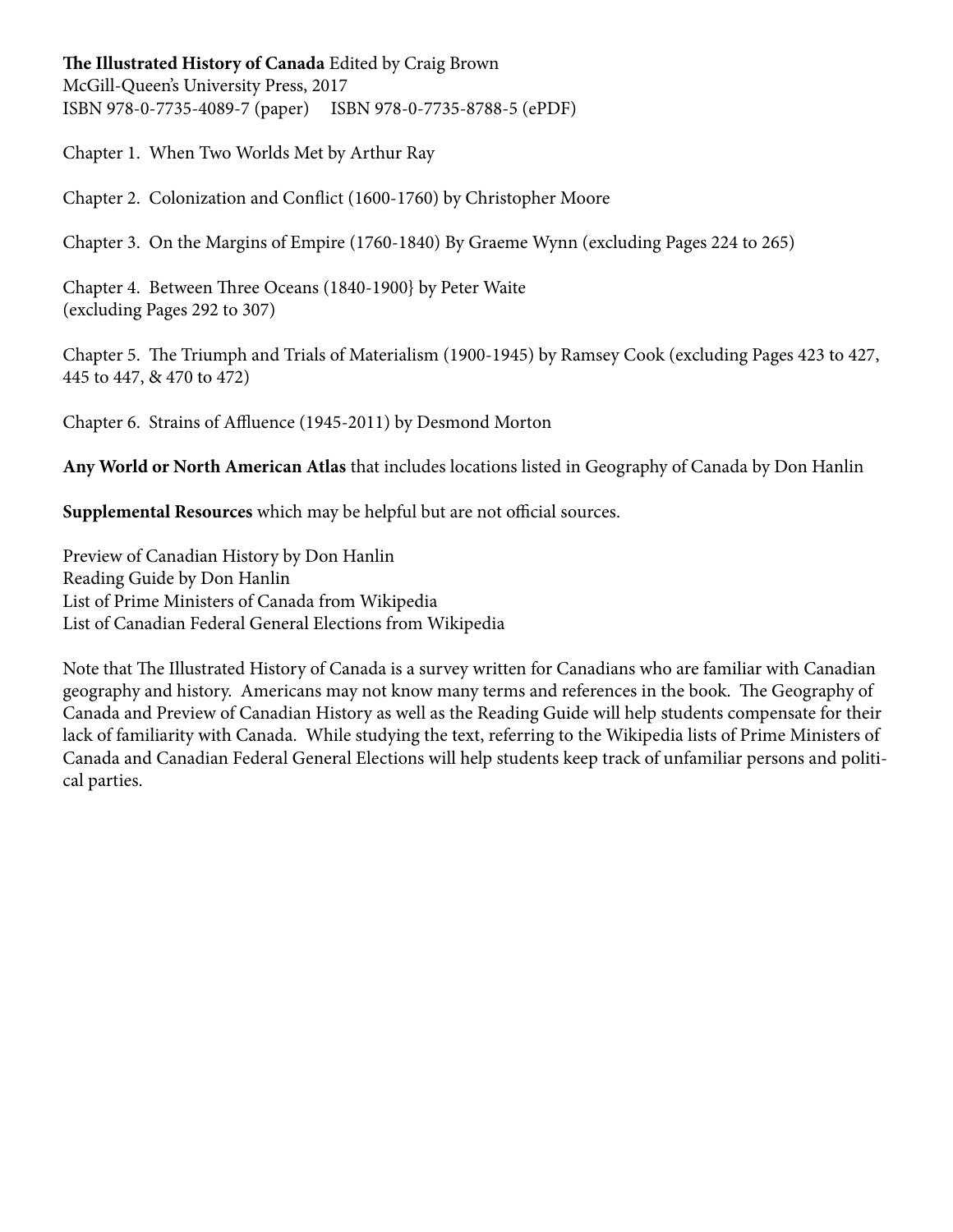**The Illustrated History of Canada** Edited by Craig Brown
McGill-Queen's University Press, 2017
ISBN 978-0-7735-4089-7 (paper)     ISBN 978-0-7735-8788-5 (ePDF)

Chapter 1. When Two Worlds Met by Arthur Ray

Chapter 2. Colonization and Conflict (1600-1760) by Christopher Moore

Chapter 3. On the Margins of Empire (1760-1840) By Graeme Wynn (excluding Pages 224 to 265)

Chapter 4. Between Three Oceans (1840-1900} by Peter Waite
(excluding Pages 292 to 307)

Chapter 5. The Triumph and Trials of Materialism (1900-1945) by Ramsey Cook (excluding Pages 423 to 427, 445 to 447, & 470 to 472)

Chapter 6. Strains of Affluence (1945-2011) by Desmond Morton

**Any World or North American Atlas** that includes locations listed in Geography of Canada by Don Hanlin

**Supplemental Resources** which may be helpful but are not official sources.

Preview of Canadian History by Don Hanlin
Reading Guide by Don Hanlin
List of Prime Ministers of Canada from Wikipedia
List of Canadian Federal General Elections from Wikipedia

Note that The Illustrated History of Canada is a survey written for Canadians who are familiar with Canadian geography and history. Americans may not know many terms and references in the book. The Geography of Canada and Preview of Canadian History as well as the Reading Guide will help students compensate for their lack of familiarity with Canada. While studying the text, referring to the Wikipedia lists of Prime Ministers of Canada and Canadian Federal General Elections will help students keep track of unfamiliar persons and political parties.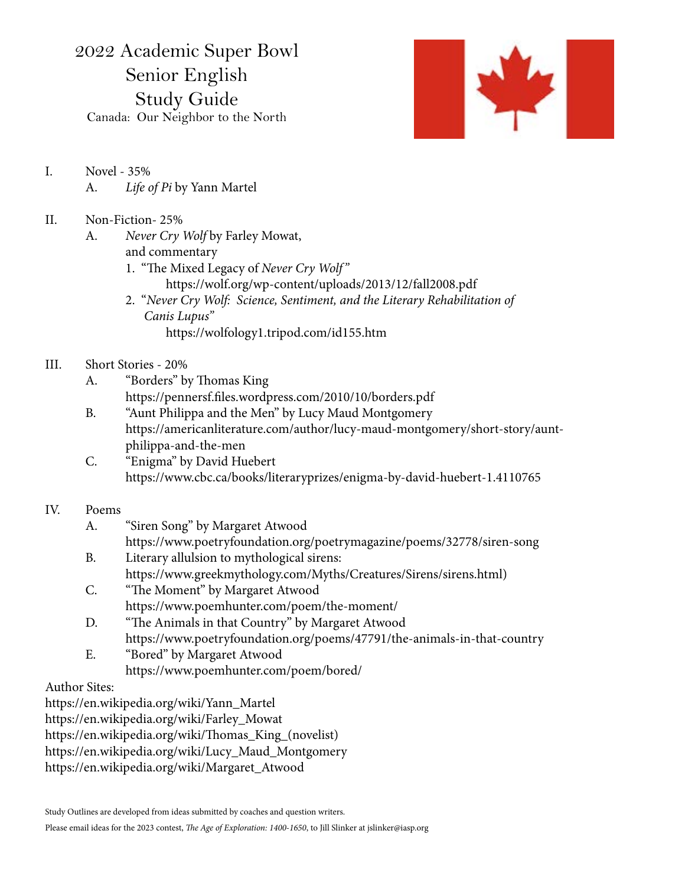# 2022 Academic Super Bowl
# Senior English
# Study Guide

Canada: Our Neighbor to the North

I. Novel - 35%

   A. *Life of Pi* by Yann Martel

II. Non-Fiction- 25%

   A. *Never Cry Wolf* by Farley Mowat, and commentary

      1. "The Mixed Legacy of *Never Cry Wolf*"
         https://wolf.org/wp-content/uploads/2013/12/fall2008.pdf

      2. "*Never Cry Wolf: Science, Sentiment, and the Literary Rehabilitation of Canis Lupus*"
         https://wolfology1.tripod.com/id155.htm

III. Short Stories - 20%

   A. "Borders" by Thomas King
      https://pennersf.files.wordpress.com/2010/10/borders.pdf

   B. "Aunt Philippa and the Men" by Lucy Maud Montgomery
      https://americanliterature.com/author/lucy-maud-montgomery/short-story/aunt-philippa-and-the-men

   C. "Enigma" by David Huebert
      https://www.cbc.ca/books/literaryprizes/enigma-by-david-huebert-1.4110765

IV. Poems

   A. "Siren Song" by Margaret Atwood
      https://www.poetryfoundation.org/poetrymagazine/poems/32778/siren-song

   B. Literary allulsion to mythological sirens:
      https://www.greekmythology.com/Myths/Creatures/Sirens/sirens.html)

   C. "The Moment" by Margaret Atwood
      https://www.poemhunter.com/poem/the-moment/

   D. "The Animals in that Country" by Margaret Atwood
      https://www.poetryfoundation.org/poems/47791/the-animals-in-that-country

   E. "Bored" by Margaret Atwood
      https://www.poemhunter.com/poem/bored/

Author Sites:

https://en.wikipedia.org/wiki/Yann_Martel
https://en.wikipedia.org/wiki/Farley_Mowat
https://en.wikipedia.org/wiki/Thomas_King_(novelist)
https://en.wikipedia.org/wiki/Lucy_Maud_Montgomery
https://en.wikipedia.org/wiki/Margaret_Atwood

Study Outlines are developed from ideas submitted by coaches and question writers.

Please email ideas for the 2023 contest, *The Age of Exploration: 1400-1650*, to Jill Slinker at jslinker@iasp.org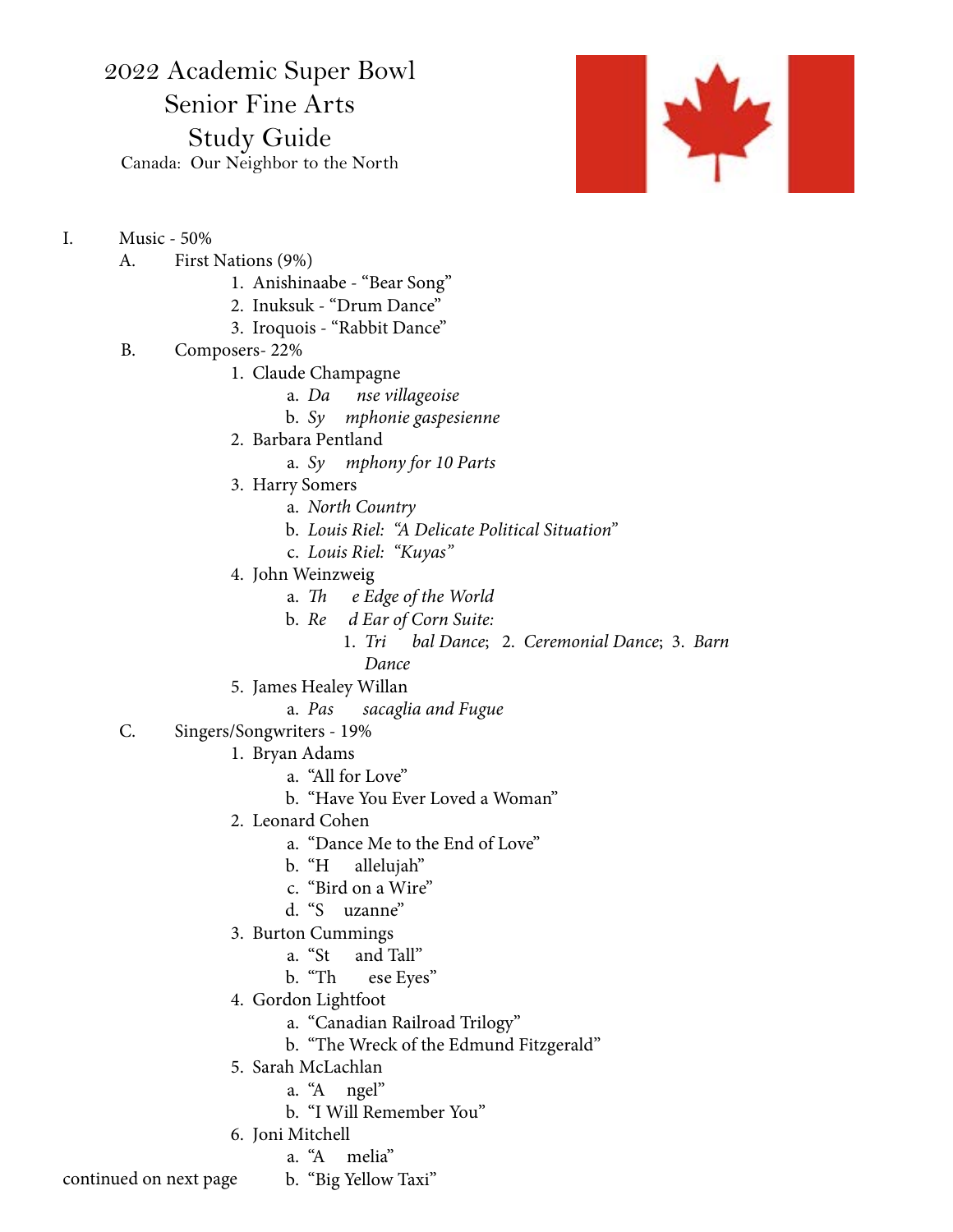# 2022 Academic Super Bowl
# Senior Fine Arts
# Study Guide

Canada: Our Neighbor to the North

I. Music - 50%

A. First Nations (9%)

1. Anishinaabe - "Bear Song"
2. Inuksuk - "Drum Dance"
3. Iroquois - "Rabbit Dance"

B. Composers- 22%

1. Claude Champagne
   a. *Danse villageoise*
   b. *Symphonie gaspesienne*
2. Barbara Pentland
   a. *Symphony for 10 Parts*
3. Harry Somers
   a. *North Country*
   b. *Louis Riel: "A Delicate Political Situation"*
   c. *Louis Riel: "Kuyas"*
4. John Weinzweig
   a. *The Edge of the World*
   b. *Red Ear of Corn Suite:*
      1. *Tribal Dance*; 2. *Ceremonial Dance*; 3. *Barn Dance*
5. James Healey Willan
   a. *Passacaglia and Fugue*

C. Singers/Songwriters - 19%

1. Bryan Adams
   a. "All for Love"
   b. "Have You Ever Loved a Woman"
2. Leonard Cohen
   a. "Dance Me to the End of Love"
   b. "Hallelujah"
   c. "Bird on a Wire"
   d. "Suzanne"
3. Burton Cummings
   a. "Stand Tall"
   b. "These Eyes"
4. Gordon Lightfoot
   a. "Canadian Railroad Trilogy"
   b. "The Wreck of the Edmund Fitzgerald"
5. Sarah McLachlan
   a. "Angel"
   b. "I Will Remember You"
6. Joni Mitchell
   a. "Amelia"
   b. "Big Yellow Taxi"

continued on next page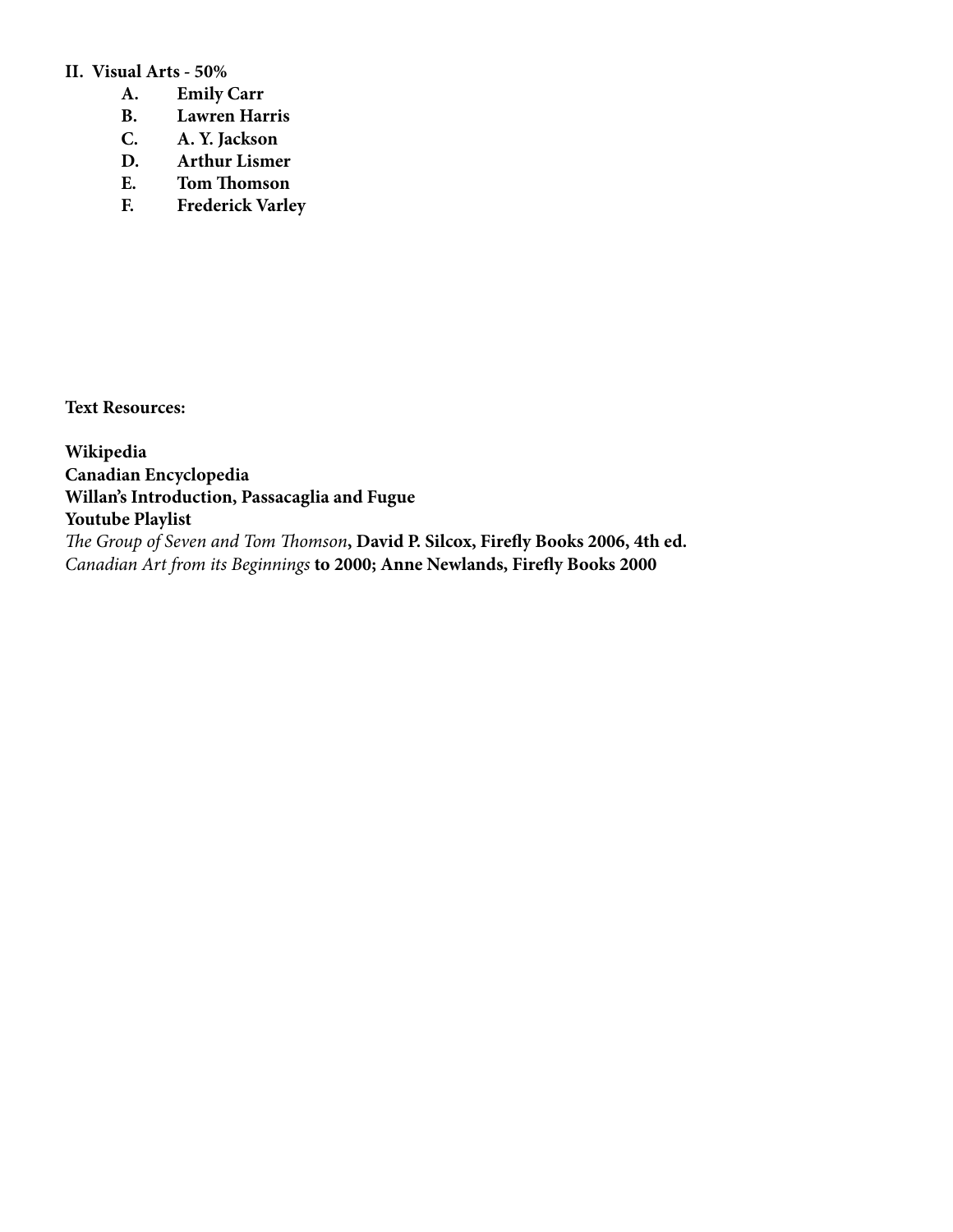**II. Visual Arts - 50%**

- **A. Emily Carr**
- **B. Lawren Harris**
- **C. A. Y. Jackson**
- **D. Arthur Lismer**
- **E. Tom Thomson**
- **F. Frederick Varley**

**Text Resources:**

**Wikipedia**
**Canadian Encyclopedia**
**Willan's Introduction, Passacaglia and Fugue**
**Youtube Playlist**
*The Group of Seven and Tom Thomson*, **David P. Silcox, Firefly Books 2006, 4th ed.**
*Canadian Art from its Beginnings* **to 2000; Anne Newlands, Firefly Books 2000**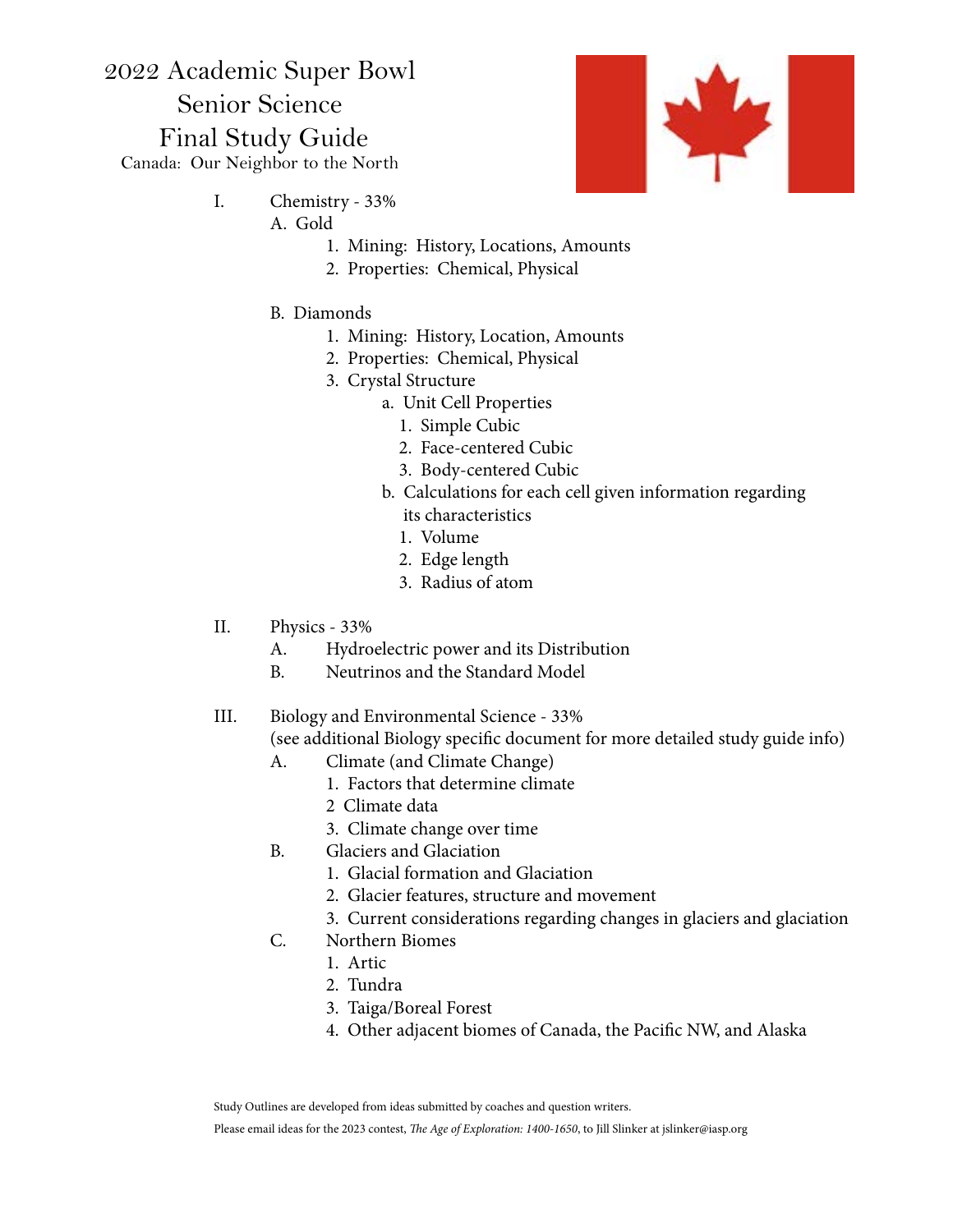# 2022 Academic Super Bowl
## Senior Science
## Final Study Guide
Canada: Our Neighbor to the North

- I. Chemistry - 33%
  - A. Gold
    1. Mining: History, Locations, Amounts
    2. Properties: Chemical, Physical
  - B. Diamonds
    1. Mining: History, Location, Amounts
    2. Properties: Chemical, Physical
    3. Crystal Structure
       - a. Unit Cell Properties
         1. Simple Cubic
         2. Face-centered Cubic
         3. Body-centered Cubic
       - b. Calculations for each cell given information regarding its characteristics
         1. Volume
         2. Edge length
         3. Radius of atom
- II. Physics - 33%
  - A. Hydroelectric power and its Distribution
  - B. Neutrinos and the Standard Model
- III. Biology and Environmental Science - 33%
  (see additional Biology specific document for more detailed study guide info)
  - A. Climate (and Climate Change)
    1. Factors that determine climate
    2. Climate data
    3. Climate change over time
  - B. Glaciers and Glaciation
    1. Glacial formation and Glaciation
    2. Glacier features, structure and movement
    3. Current considerations regarding changes in glaciers and glaciation
  - C. Northern Biomes
    1. Artic
    2. Tundra
    3. Taiga/Boreal Forest
    4. Other adjacent biomes of Canada, the Pacific NW, and Alaska

Study Outlines are developed from ideas submitted by coaches and question writers.

Please email ideas for the 2023 contest, *The Age of Exploration: 1400-1650*, to Jill Slinker at jslinker@iasp.org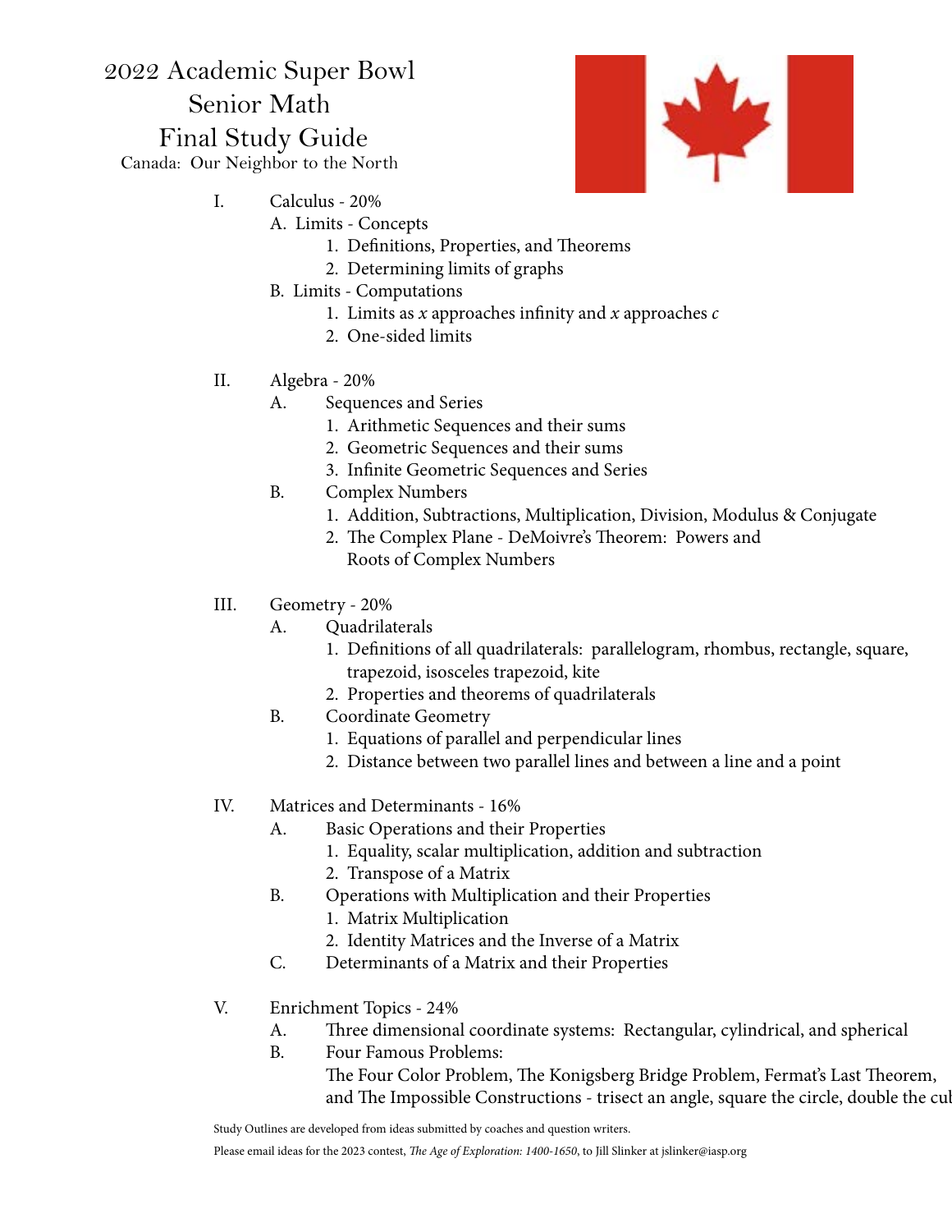# 2022 Academic Super Bowl
# Senior Math
# Final Study Guide

Canada: Our Neighbor to the North

- I. Calculus - 20%
  - A. Limits - Concepts
    1. Definitions, Properties, and Theorems
    2. Determining limits of graphs
  - B. Limits - Computations
    1. Limits as *x* approaches infinity and *x* approaches *c*
    2. One-sided limits

- II. Algebra - 20%
  - A. Sequences and Series
    1. Arithmetic Sequences and their sums
    2. Geometric Sequences and their sums
    3. Infinite Geometric Sequences and Series
  - B. Complex Numbers
    1. Addition, Subtractions, Multiplication, Division, Modulus & Conjugate
    2. The Complex Plane - DeMoivre's Theorem: Powers and Roots of Complex Numbers

- III. Geometry - 20%
  - A. Quadrilaterals
    1. Definitions of all quadrilaterals: parallelogram, rhombus, rectangle, square, trapezoid, isosceles trapezoid, kite
    2. Properties and theorems of quadrilaterals
  - B. Coordinate Geometry
    1. Equations of parallel and perpendicular lines
    2. Distance between two parallel lines and between a line and a point

- IV. Matrices and Determinants - 16%
  - A. Basic Operations and their Properties
    1. Equality, scalar multiplication, addition and subtraction
    2. Transpose of a Matrix
  - B. Operations with Multiplication and their Properties
    1. Matrix Multiplication
    2. Identity Matrices and the Inverse of a Matrix
  - C. Determinants of a Matrix and their Properties

- V. Enrichment Topics - 24%
  - A. Three dimensional coordinate systems: Rectangular, cylindrical, and spherical
  - B. Four Famous Problems:
    The Four Color Problem, The Konigsberg Bridge Problem, Fermat's Last Theorem, and The Impossible Constructions - trisect an angle, square the circle, double the cul

Study Outlines are developed from ideas submitted by coaches and question writers.

Please email ideas for the 2023 contest, *The Age of Exploration: 1400-1650*, to Jill Slinker at jslinker@iasp.org